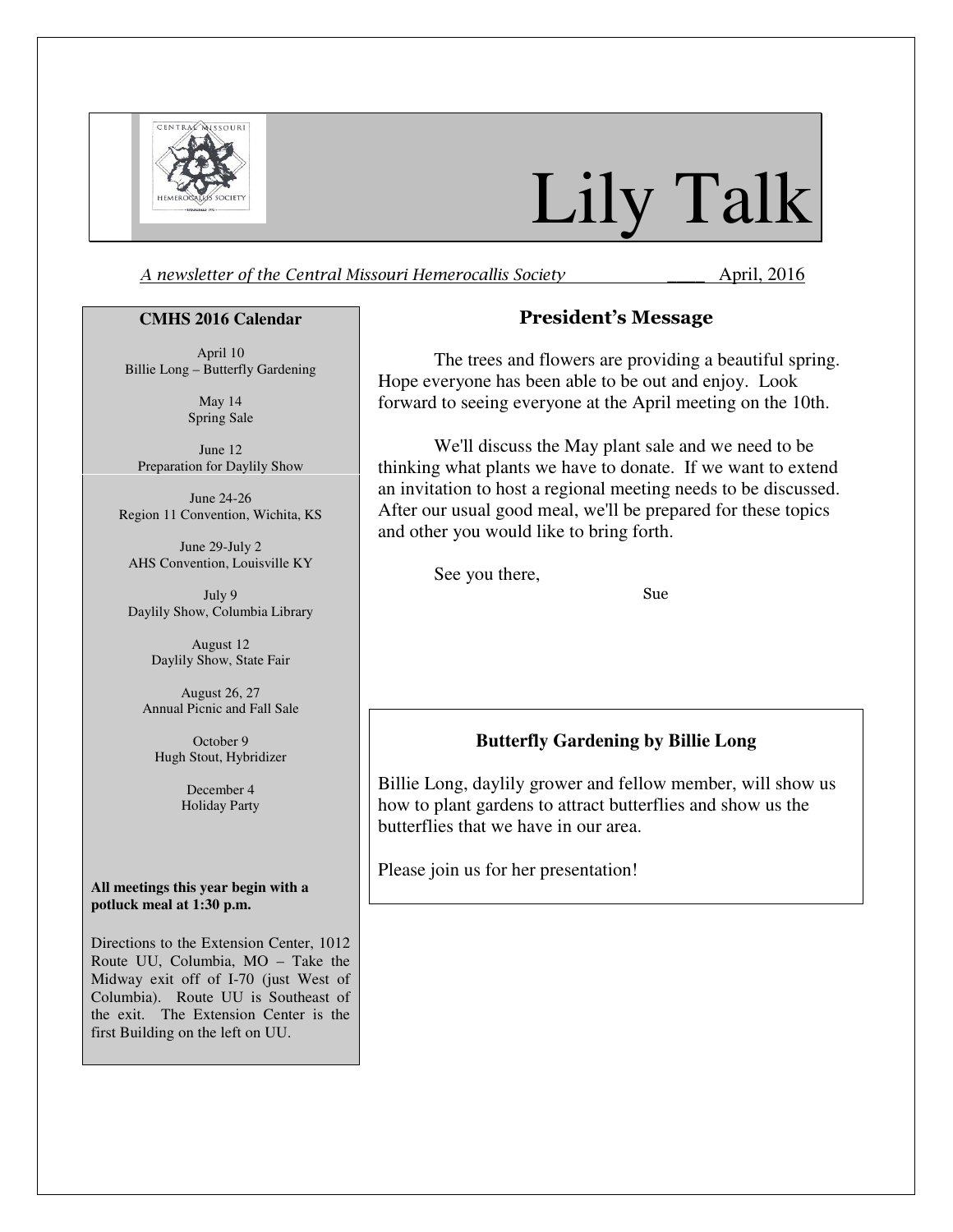# Lily Talk

*A newsletter of the Central Missouri Hemerocallis Society* ____ April, 2016

## CMHS 2016 Calendar

April 10
Billie Long – Butterfly Gardening

May 14
Spring Sale

June 12
Preparation for Daylily Show

June 24-26
Region 11 Convention, Wichita, KS

June 29-July 2
AHS Convention, Louisville KY

July 9
Daylily Show, Columbia Library

August 12
Daylily Show, State Fair

August 26, 27
Annual Picnic and Fall Sale

October 9
Hugh Stout, Hybridizer

December 4
Holiday Party

**All meetings this year begin with a potluck meal at 1:30 p.m.**

Directions to the Extension Center, 1012 Route UU, Columbia, MO – Take the Midway exit off of I-70 (just West of Columbia). Route UU is Southeast of the exit. The Extension Center is the first Building on the left on UU.

## President's Message

The trees and flowers are providing a beautiful spring. Hope everyone has been able to be out and enjoy. Look forward to seeing everyone at the April meeting on the 10th.

We'll discuss the May plant sale and we need to be thinking what plants we have to donate. If we want to extend an invitation to host a regional meeting needs to be discussed. After our usual good meal, we'll be prepared for these topics and other you would like to bring forth.

See you there,

Sue

## Butterfly Gardening by Billie Long

Billie Long, daylily grower and fellow member, will show us how to plant gardens to attract butterflies and show us the butterflies that we have in our area.

Please join us for her presentation!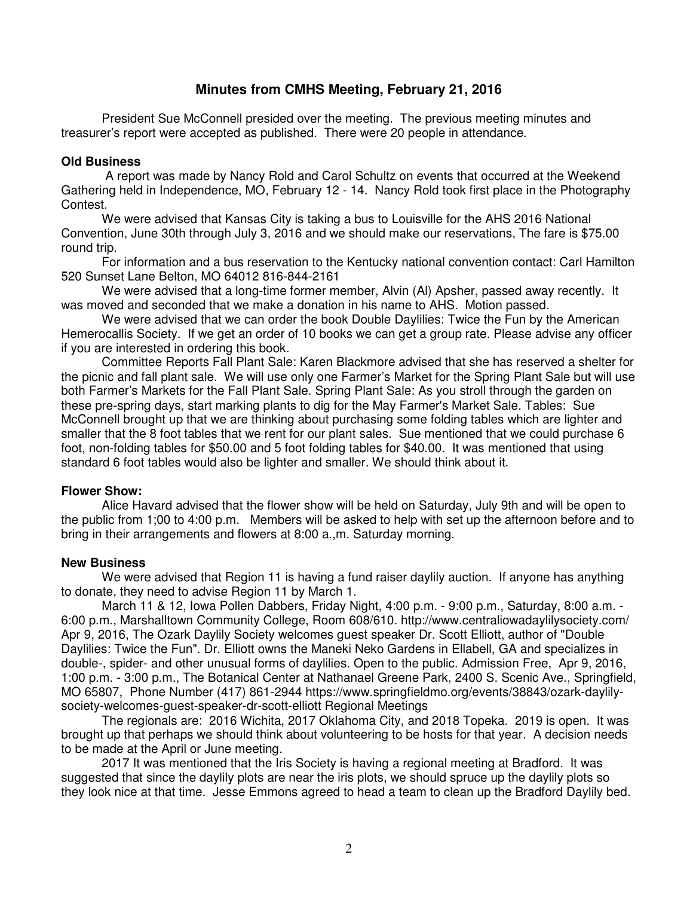## Minutes from CMHS Meeting, February 21, 2016

President Sue McConnell presided over the meeting. The previous meeting minutes and treasurer's report were accepted as published. There were 20 people in attendance.

### Old Business

A report was made by Nancy Rold and Carol Schultz on events that occurred at the Weekend Gathering held in Independence, MO, February 12 - 14. Nancy Rold took first place in the Photography Contest.

We were advised that Kansas City is taking a bus to Louisville for the AHS 2016 National Convention, June 30th through July 3, 2016 and we should make our reservations, The fare is $75.00 round trip.

For information and a bus reservation to the Kentucky national convention contact: Carl Hamilton 520 Sunset Lane Belton, MO 64012 816-844-2161

We were advised that a long-time former member, Alvin (Al) Apsher, passed away recently. It was moved and seconded that we make a donation in his name to AHS. Motion passed.

We were advised that we can order the book Double Daylilies: Twice the Fun by the American Hemerocallis Society. If we get an order of 10 books we can get a group rate. Please advise any officer if you are interested in ordering this book.

Committee Reports Fall Plant Sale: Karen Blackmore advised that she has reserved a shelter for the picnic and fall plant sale. We will use only one Farmer's Market for the Spring Plant Sale but will use both Farmer's Markets for the Fall Plant Sale. Spring Plant Sale: As you stroll through the garden on these pre-spring days, start marking plants to dig for the May Farmer's Market Sale. Tables: Sue McConnell brought up that we are thinking about purchasing some folding tables which are lighter and smaller that the 8 foot tables that we rent for our plant sales. Sue mentioned that we could purchase 6 foot, non-folding tables for $50.00 and 5 foot folding tables for $40.00. It was mentioned that using standard 6 foot tables would also be lighter and smaller. We should think about it.

### Flower Show:

Alice Havard advised that the flower show will be held on Saturday, July 9th and will be open to the public from 1;00 to 4:00 p.m. Members will be asked to help with set up the afternoon before and to bring in their arrangements and flowers at 8:00 a.,m. Saturday morning.

### New Business

We were advised that Region 11 is having a fund raiser daylily auction. If anyone has anything to donate, they need to advise Region 11 by March 1.

March 11 & 12, Iowa Pollen Dabbers, Friday Night, 4:00 p.m. - 9:00 p.m., Saturday, 8:00 a.m. - 6:00 p.m., Marshalltown Community College, Room 608/610. http://www.centraliowadaylilysociety.com/ Apr 9, 2016, The Ozark Daylily Society welcomes guest speaker Dr. Scott Elliott, author of "Double Daylilies: Twice the Fun". Dr. Elliott owns the Maneki Neko Gardens in Ellabell, GA and specializes in double-, spider- and other unusual forms of daylilies. Open to the public. Admission Free, Apr 9, 2016, 1:00 p.m. - 3:00 p.m., The Botanical Center at Nathanael Greene Park, 2400 S. Scenic Ave., Springfield, MO 65807, Phone Number (417) 861-2944 https://www.springfieldmo.org/events/38843/ozark-daylily-society-welcomes-guest-speaker-dr-scott-elliott Regional Meetings

The regionals are: 2016 Wichita, 2017 Oklahoma City, and 2018 Topeka. 2019 is open. It was brought up that perhaps we should think about volunteering to be hosts for that year. A decision needs to be made at the April or June meeting.

2017 It was mentioned that the Iris Society is having a regional meeting at Bradford. It was suggested that since the daylily plots are near the iris plots, we should spruce up the daylily plots so they look nice at that time. Jesse Emmons agreed to head a team to clean up the Bradford Daylily bed.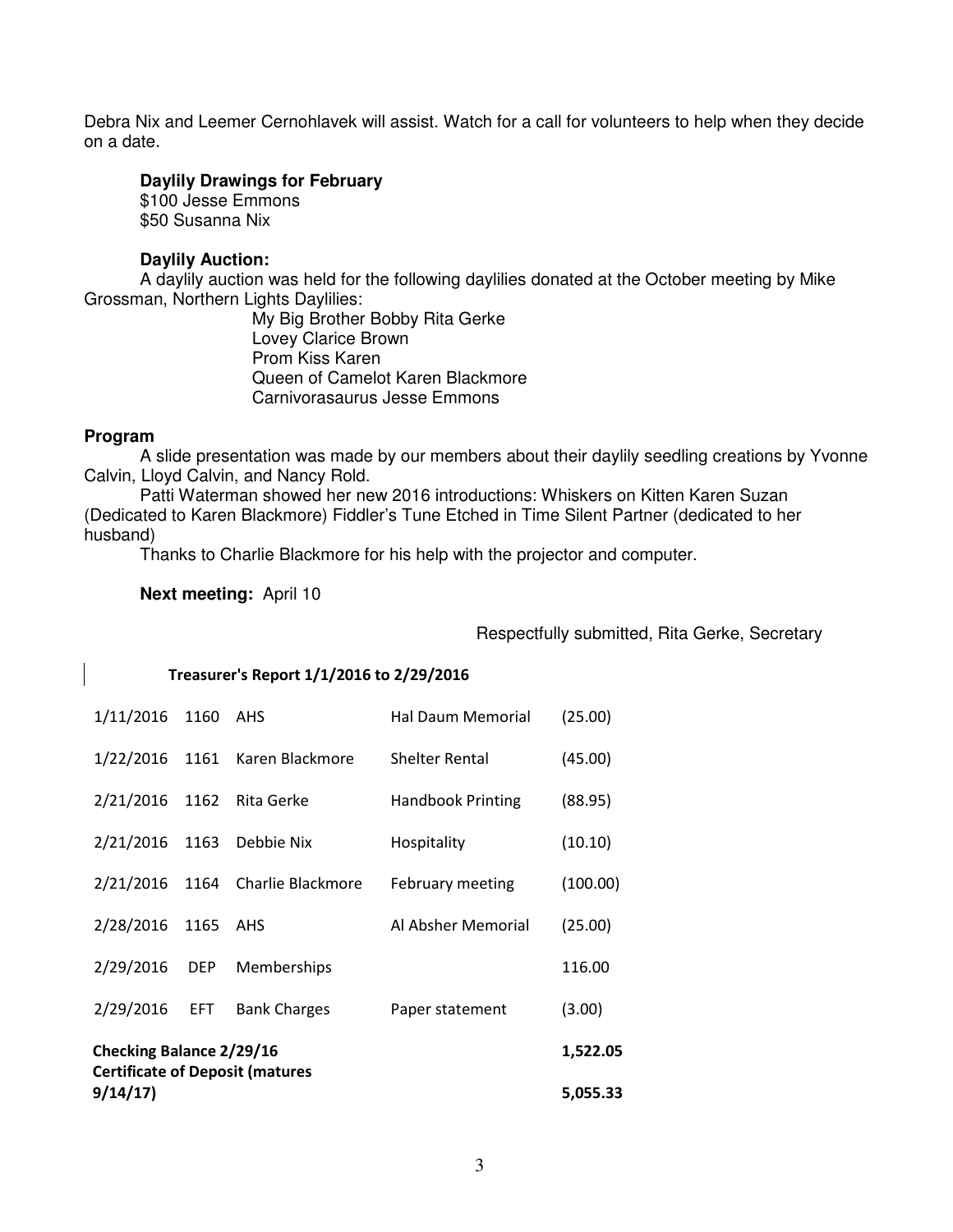Debra Nix and Leemer Cernohlavek will assist. Watch for a call for volunteers to help when they decide on a date.

**Daylily Drawings for February**
$100 Jesse Emmons
$50 Susanna Nix

**Daylily Auction:**

A daylily auction was held for the following daylilies donated at the October meeting by Mike Grossman, Northern Lights Daylilies:

My Big Brother Bobby Rita Gerke
Lovey Clarice Brown
Prom Kiss Karen
Queen of Camelot Karen Blackmore
Carnivorasaurus Jesse Emmons

**Program**

A slide presentation was made by our members about their daylily seedling creations by Yvonne Calvin, Lloyd Calvin, and Nancy Rold.

Patti Waterman showed her new 2016 introductions: Whiskers on Kitten Karen Suzan (Dedicated to Karen Blackmore) Fiddler's Tune Etched in Time Silent Partner (dedicated to her husband)

Thanks to Charlie Blackmore for his help with the projector and computer.

**Next meeting:** April 10

Respectfully submitted, Rita Gerke, Secretary

**Treasurer's Report 1/1/2016 to 2/29/2016**

| | | | | |
|---|---|---|---|---|
| 1/11/2016 | 1160 | AHS | Hal Daum Memorial | (25.00) |
| 1/22/2016 | 1161 | Karen Blackmore | Shelter Rental | (45.00) |
| 2/21/2016 | 1162 | Rita Gerke | Handbook Printing | (88.95) |
| 2/21/2016 | 1163 | Debbie Nix | Hospitality | (10.10) |
| 2/21/2016 | 1164 | Charlie Blackmore | February meeting | (100.00) |
| 2/28/2016 | 1165 | AHS | Al Absher Memorial | (25.00) |
| 2/29/2016 | DEP | Memberships | | 116.00 |
| 2/29/2016 | EFT | Bank Charges | Paper statement | (3.00) |
| **Checking Balance 2/29/16** | | | | **1,522.05** |
| **Certificate of Deposit (matures 9/14/17)** | | | | **5,055.33** |